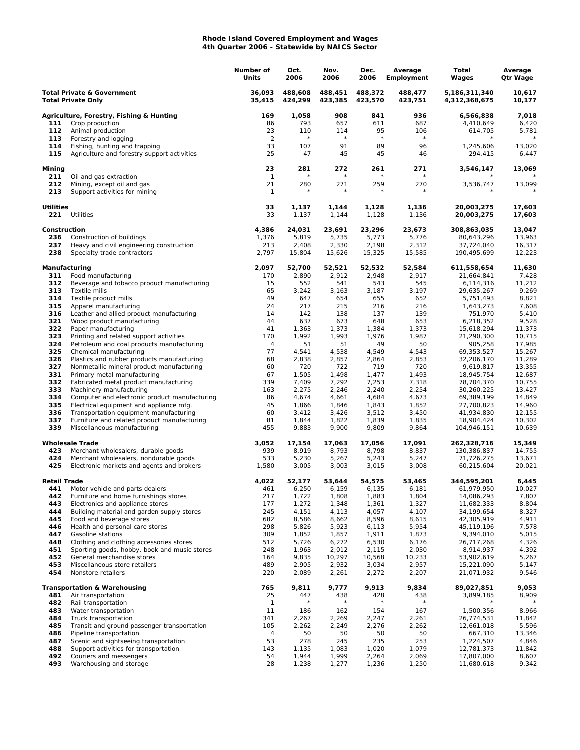**Rhode Island Covered Employment and Wages**
**4th Quarter 2006 - Statewide by NAICS Sector**

| | | Number of Units | Oct. 2006 | Nov. 2006 | Dec. 2006 | Average Employment | Total Wages | Average Qtr Wage |
|---|---|---|---|---|---|---|---|---|
| **Total Private & Government** | | **36,093** | **488,608** | **488,451** | **488,372** | **488,477** | **5,186,311,340** | **10,617** |
| **Total Private Only** | | **35,415** | **424,299** | **423,385** | **423,570** | **423,751** | **4,312,368,675** | **10,177** |
| | | | | | | | | |
| **Agriculture, Forestry, Fishing & Hunting** | | **169** | **1,058** | **908** | **841** | **936** | **6,566,838** | **7,018** |
| 111 | Crop production | 86 | 793 | 657 | 611 | 687 | 4,410,649 | 6,420 |
| 112 | Animal production | 23 | 110 | 114 | 95 | 106 | 614,705 | 5,781 |
| 113 | Forestry and logging | 2 | * | * | * | * | * | * |
| 114 | Fishing, hunting and trapping | 33 | 107 | 91 | 89 | 96 | 1,245,606 | 13,020 |
| 115 | Agriculture and forestry support activities | 25 | 47 | 45 | 45 | 46 | 294,415 | 6,447 |
| | | | | | | | | |
| **Mining** | | **23** | **281** | **272** | **261** | **271** | **3,546,147** | **13,069** |
| 211 | Oil and gas extraction | 1 | * | * | * | * | * | * |
| 212 | Mining, except oil and gas | 21 | 280 | 271 | 259 | 270 | 3,536,747 | 13,099 |
| 213 | Support activities for mining | 1 | * | * | * | * | * | * |
| | | | | | | | | |
| **Utilities** | | **33** | **1,137** | **1,144** | **1,128** | **1,136** | **20,003,275** | **17,603** |
| 221 | Utilities | 33 | 1,137 | 1,144 | 1,128 | 1,136 | **20,003,275** | **17,603** |
| | | | | | | | | |
| **Construction** | | **4,386** | **24,031** | **23,691** | **23,296** | **23,673** | **308,863,035** | **13,047** |
| 236 | Construction of buildings | 1,376 | 5,819 | 5,735 | 5,773 | 5,776 | 80,643,296 | 13,963 |
| 237 | Heavy and civil engineering construction | 213 | 2,408 | 2,330 | 2,198 | 2,312 | 37,724,040 | 16,317 |
| 238 | Specialty trade contractors | 2,797 | 15,804 | 15,626 | 15,325 | 15,585 | 190,495,699 | 12,223 |
| | | | | | | | | |
| **Manufacturing** | | **2,097** | **52,700** | **52,521** | **52,532** | **52,584** | **611,558,654** | **11,630** |
| 311 | Food manufacturing | 170 | 2,890 | 2,912 | 2,948 | 2,917 | 21,664,841 | 7,428 |
| 312 | Beverage and tobacco product manufacturing | 15 | 552 | 541 | 543 | 545 | 6,114,316 | 11,212 |
| 313 | Textile mills | 65 | 3,242 | 3,163 | 3,187 | 3,197 | 29,635,267 | 9,269 |
| 314 | Textile product mills | 49 | 647 | 654 | 655 | 652 | 5,751,493 | 8,821 |
| 315 | Apparel manufacturing | 24 | 217 | 215 | 216 | 216 | 1,643,273 | 7,608 |
| 316 | Leather and allied product manufacturing | 14 | 142 | 138 | 137 | 139 | 751,970 | 5,410 |
| 321 | Wood product manufacturing | 44 | 637 | 673 | 648 | 653 | 6,218,352 | 9,528 |
| 322 | Paper manufacturing | 41 | 1,363 | 1,373 | 1,384 | 1,373 | 15,618,294 | 11,373 |
| 323 | Printing and related support activities | 170 | 1,992 | 1,993 | 1,976 | 1,987 | 21,290,300 | 10,715 |
| 324 | Petroleum and coal products manufacturing | 4 | 51 | 51 | 49 | 50 | 905,258 | 17,985 |
| 325 | Chemical manufacturing | 77 | 4,541 | 4,538 | 4,549 | 4,543 | 69,353,527 | 15,267 |
| 326 | Plastics and rubber products manufacturing | 68 | 2,838 | 2,857 | 2,864 | 2,853 | 32,206,170 | 11,289 |
| 327 | Nonmetallic mineral product manufacturing | 60 | 720 | 722 | 719 | 720 | 9,619,817 | 13,355 |
| 331 | Primary metal manufacturing | 67 | 1,505 | 1,498 | 1,477 | 1,493 | 18,945,754 | 12,687 |
| 332 | Fabricated metal product manufacturing | 339 | 7,409 | 7,292 | 7,253 | 7,318 | 78,704,370 | 10,755 |
| 333 | Machinery manufacturing | 163 | 2,275 | 2,246 | 2,240 | 2,254 | 30,260,225 | 13,427 |
| 334 | Computer and electronic product manufacturing | 86 | 4,674 | 4,661 | 4,684 | 4,673 | 69,389,199 | 14,849 |
| 335 | Electrical equipment and appliance mfg. | 45 | 1,866 | 1,846 | 1,843 | 1,852 | 27,700,823 | 14,960 |
| 336 | Transportation equipment manufacturing | 60 | 3,412 | 3,426 | 3,512 | 3,450 | 41,934,830 | 12,155 |
| 337 | Furniture and related product manufacturing | 81 | 1,844 | 1,822 | 1,839 | 1,835 | 18,904,424 | 10,302 |
| 339 | Miscellaneous manufacturing | 455 | 9,883 | 9,900 | 9,809 | 9,864 | 104,946,151 | 10,639 |
| | | | | | | | | |
| **Wholesale Trade** | | **3,052** | **17,154** | **17,063** | **17,056** | **17,091** | **262,328,716** | **15,349** |
| 423 | Merchant wholesalers, durable goods | 939 | 8,919 | 8,793 | 8,798 | 8,837 | 130,386,837 | 14,755 |
| 424 | Merchant wholesalers, nondurable goods | 533 | 5,230 | 5,267 | 5,243 | 5,247 | 71,726,275 | 13,671 |
| 425 | Electronic markets and agents and brokers | 1,580 | 3,005 | 3,003 | 3,015 | 3,008 | 60,215,604 | 20,021 |
| | | | | | | | | |
| **Retail Trade** | | **4,022** | **52,177** | **53,644** | **54,575** | **53,465** | **344,595,201** | **6,445** |
| 441 | Motor vehicle and parts dealers | 461 | 6,250 | 6,159 | 6,135 | 6,181 | 61,979,950 | 10,027 |
| 442 | Furniture and home furnishings stores | 217 | 1,722 | 1,808 | 1,883 | 1,804 | 14,086,293 | 7,807 |
| 443 | Electronics and appliance stores | 177 | 1,272 | 1,348 | 1,361 | 1,327 | 11,682,333 | 8,804 |
| 444 | Building material and garden supply stores | 245 | 4,151 | 4,113 | 4,057 | 4,107 | 34,199,654 | 8,327 |
| 445 | Food and beverage stores | 682 | 8,586 | 8,662 | 8,596 | 8,615 | 42,305,919 | 4,911 |
| 446 | Health and personal care stores | 298 | 5,826 | 5,923 | 6,113 | 5,954 | 45,119,196 | 7,578 |
| 447 | Gasoline stations | 309 | 1,852 | 1,857 | 1,911 | 1,873 | 9,394,010 | 5,015 |
| 448 | Clothing and clothing accessories stores | 512 | 5,726 | 6,272 | 6,530 | 6,176 | 26,717,268 | 4,326 |
| 451 | Sporting goods, hobby, book and music stores | 248 | 1,963 | 2,012 | 2,115 | 2,030 | 8,914,937 | 4,392 |
| 452 | General merchandise stores | 164 | 9,835 | 10,297 | 10,568 | 10,233 | 53,902,619 | 5,267 |
| 453 | Miscellaneous store retailers | 489 | 2,905 | 2,932 | 3,034 | 2,957 | 15,221,090 | 5,147 |
| 454 | Nonstore retailers | 220 | 2,089 | 2,261 | 2,272 | 2,207 | 21,071,932 | 9,546 |
| | | | | | | | | |
| **Transportation & Warehousing** | | **765** | **9,811** | **9,777** | **9,913** | **9,834** | **89,027,851** | **9,053** |
| 481 | Air transportation | 25 | 447 | 438 | 428 | 438 | 3,899,185 | 8,909 |
| 482 | Rail transportation | 1 | * | * | * | * | * | * |
| 483 | Water transportation | 11 | 186 | 162 | 154 | 167 | 1,500,356 | 8,966 |
| 484 | Truck transportation | 341 | 2,267 | 2,269 | 2,247 | 2,261 | 26,774,531 | 11,842 |
| 485 | Transit and ground passenger transportation | 105 | 2,262 | 2,249 | 2,276 | 2,262 | 12,661,018 | 5,596 |
| 486 | Pipeline transportation | 4 | 50 | 50 | 50 | 50 | 667,310 | 13,346 |
| 487 | Scenic and sightseeing transportation | 53 | 278 | 245 | 235 | 253 | 1,224,507 | 4,846 |
| 488 | Support activities for transportation | 143 | 1,135 | 1,083 | 1,020 | 1,079 | 12,781,373 | 11,842 |
| 492 | Couriers and messengers | 54 | 1,944 | 1,999 | 2,264 | 2,069 | 17,807,000 | 8,607 |
| 493 | Warehousing and storage | 28 | 1,238 | 1,277 | 1,236 | 1,250 | 11,680,618 | 9,342 |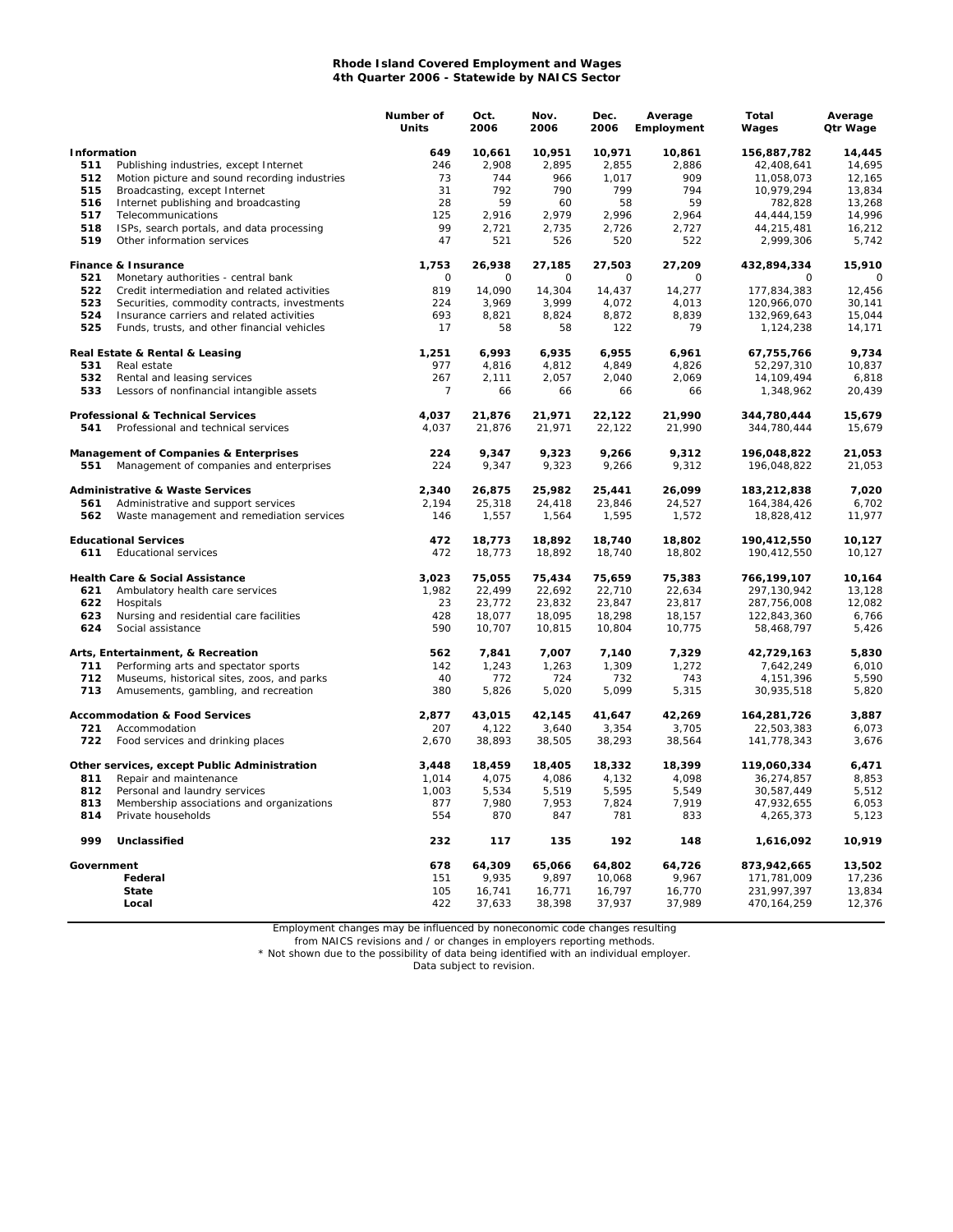**Rhode Island Covered Employment and Wages**
**4th Quarter 2006 - Statewide by NAICS Sector**

| | | Number of Units | Oct. 2006 | Nov. 2006 | Dec. 2006 | Average Employment | Total Wages | Average Qtr Wage |
|---|---|---|---|---|---|---|---|---|
| **Information** | | **649** | **10,661** | **10,951** | **10,971** | **10,861** | **156,887,782** | **14,445** |
| **511** | Publishing industries, except Internet | 246 | 2,908 | 2,895 | 2,855 | 2,886 | 42,408,641 | 14,695 |
| **512** | Motion picture and sound recording industries | 73 | 744 | 966 | 1,017 | 909 | 11,058,073 | 12,165 |
| **515** | Broadcasting, except Internet | 31 | 792 | 790 | 799 | 794 | 10,979,294 | 13,834 |
| **516** | Internet publishing and broadcasting | 28 | 59 | 60 | 58 | 59 | 782,828 | 13,268 |
| **517** | Telecommunications | 125 | 2,916 | 2,979 | 2,996 | 2,964 | 44,444,159 | 14,996 |
| **518** | ISPs, search portals, and data processing | 99 | 2,721 | 2,735 | 2,726 | 2,727 | 44,215,481 | 16,212 |
| **519** | Other information services | 47 | 521 | 526 | 520 | 522 | 2,999,306 | 5,742 |
| **Finance & Insurance** | | **1,753** | **26,938** | **27,185** | **27,503** | **27,209** | **432,894,334** | **15,910** |
| **521** | Monetary authorities - central bank | 0 | 0 | 0 | 0 | 0 | 0 | 0 |
| **522** | Credit intermediation and related activities | 819 | 14,090 | 14,304 | 14,437 | 14,277 | 177,834,383 | 12,456 |
| **523** | Securities, commodity contracts, investments | 224 | 3,969 | 3,999 | 4,072 | 4,013 | 120,966,070 | 30,141 |
| **524** | Insurance carriers and related activities | 693 | 8,821 | 8,824 | 8,872 | 8,839 | 132,969,643 | 15,044 |
| **525** | Funds, trusts, and other financial vehicles | 17 | 58 | 58 | 122 | 79 | 1,124,238 | 14,171 |
| **Real Estate & Rental & Leasing** | | **1,251** | **6,993** | **6,935** | **6,955** | **6,961** | **67,755,766** | **9,734** |
| **531** | Real estate | 977 | 4,816 | 4,812 | 4,849 | 4,826 | 52,297,310 | 10,837 |
| **532** | Rental and leasing services | 267 | 2,111 | 2,057 | 2,040 | 2,069 | 14,109,494 | 6,818 |
| **533** | Lessors of nonfinancial intangible assets | 7 | 66 | 66 | 66 | 66 | 1,348,962 | 20,439 |
| **Professional & Technical Services** | | **4,037** | **21,876** | **21,971** | **22,122** | **21,990** | **344,780,444** | **15,679** |
| **541** | Professional and technical services | 4,037 | 21,876 | 21,971 | 22,122 | 21,990 | 344,780,444 | 15,679 |
| **Management of Companies & Enterprises** | | **224** | **9,347** | **9,323** | **9,266** | **9,312** | **196,048,822** | **21,053** |
| **551** | Management of companies and enterprises | 224 | 9,347 | 9,323 | 9,266 | 9,312 | 196,048,822 | 21,053 |
| **Administrative & Waste Services** | | **2,340** | **26,875** | **25,982** | **25,441** | **26,099** | **183,212,838** | **7,020** |
| **561** | Administrative and support services | 2,194 | 25,318 | 24,418 | 23,846 | 24,527 | 164,384,426 | 6,702 |
| **562** | Waste management and remediation services | 146 | 1,557 | 1,564 | 1,595 | 1,572 | 18,828,412 | 11,977 |
| **Educational Services** | | **472** | **18,773** | **18,892** | **18,740** | **18,802** | **190,412,550** | **10,127** |
| **611** | Educational services | 472 | 18,773 | 18,892 | 18,740 | 18,802 | 190,412,550 | 10,127 |
| **Health Care & Social Assistance** | | **3,023** | **75,055** | **75,434** | **75,659** | **75,383** | **766,199,107** | **10,164** |
| **621** | Ambulatory health care services | 1,982 | 22,499 | 22,692 | 22,710 | 22,634 | 297,130,942 | 13,128 |
| **622** | Hospitals | 23 | 23,772 | 23,832 | 23,847 | 23,817 | 287,756,008 | 12,082 |
| **623** | Nursing and residential care facilities | 428 | 18,077 | 18,095 | 18,298 | 18,157 | 122,843,360 | 6,766 |
| **624** | Social assistance | 590 | 10,707 | 10,815 | 10,804 | 10,775 | 58,468,797 | 5,426 |
| **Arts, Entertainment, & Recreation** | | **562** | **7,841** | **7,007** | **7,140** | **7,329** | **42,729,163** | **5,830** |
| **711** | Performing arts and spectator sports | 142 | 1,243 | 1,263 | 1,309 | 1,272 | 7,642,249 | 6,010 |
| **712** | Museums, historical sites, zoos, and parks | 40 | 772 | 724 | 732 | 743 | 4,151,396 | 5,590 |
| **713** | Amusements, gambling, and recreation | 380 | 5,826 | 5,020 | 5,099 | 5,315 | 30,935,518 | 5,820 |
| **Accommodation & Food Services** | | **2,877** | **43,015** | **42,145** | **41,647** | **42,269** | **164,281,726** | **3,887** |
| **721** | Accommodation | 207 | 4,122 | 3,640 | 3,354 | 3,705 | 22,503,383 | 6,073 |
| **722** | Food services and drinking places | 2,670 | 38,893 | 38,505 | 38,293 | 38,564 | 141,778,343 | 3,676 |
| **Other services, except Public Administration** | | **3,448** | **18,459** | **18,405** | **18,332** | **18,399** | **119,060,334** | **6,471** |
| **811** | Repair and maintenance | 1,014 | 4,075 | 4,086 | 4,132 | 4,098 | 36,274,857 | 8,853 |
| **812** | Personal and laundry services | 1,003 | 5,534 | 5,519 | 5,595 | 5,549 | 30,587,449 | 5,512 |
| **813** | Membership associations and organizations | 877 | 7,980 | 7,953 | 7,824 | 7,919 | 47,932,655 | 6,053 |
| **814** | Private households | 554 | 870 | 847 | 781 | 833 | 4,265,373 | 5,123 |
| **999** | **Unclassified** | **232** | **117** | **135** | **192** | **148** | **1,616,092** | **10,919** |
| **Government** | | **678** | **64,309** | **65,066** | **64,802** | **64,726** | **873,942,665** | **13,502** |
| | **Federal** | 151 | 9,935 | 9,897 | 10,068 | 9,967 | 171,781,009 | 17,236 |
| | **State** | 105 | 16,741 | 16,771 | 16,797 | 16,770 | 231,997,397 | 13,834 |
| | **Local** | 422 | 37,633 | 38,398 | 37,937 | 37,989 | 470,164,259 | 12,376 |

Employment changes may be influenced by noneconomic code changes resulting from NAICS revisions and / or changes in employers reporting methods.
* Not shown due to the possibility of data being identified with an individual employer.
Data subject to revision.